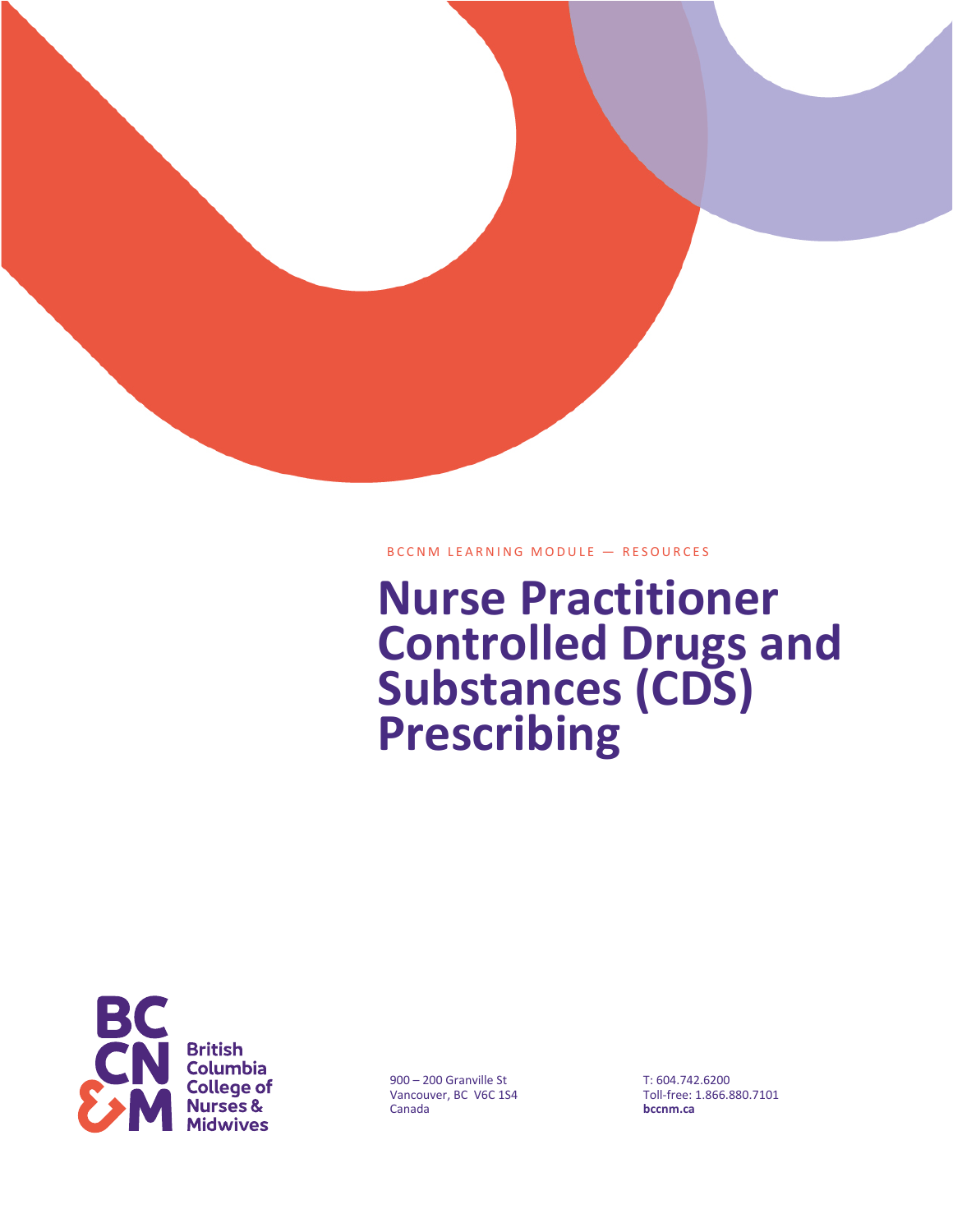BCCNM LEARNING MODULE — RESOURCES

# Nurse Practitioner Controlled Drugs and Substances (CDS) Prescribing

British Columbia College of Nurses & Midwives

900 – 200 Granville St
Vancouver, BC V6C 1S4
Canada

T: 604.742.6200
Toll-free: 1.866.880.7101
**bccnm.ca**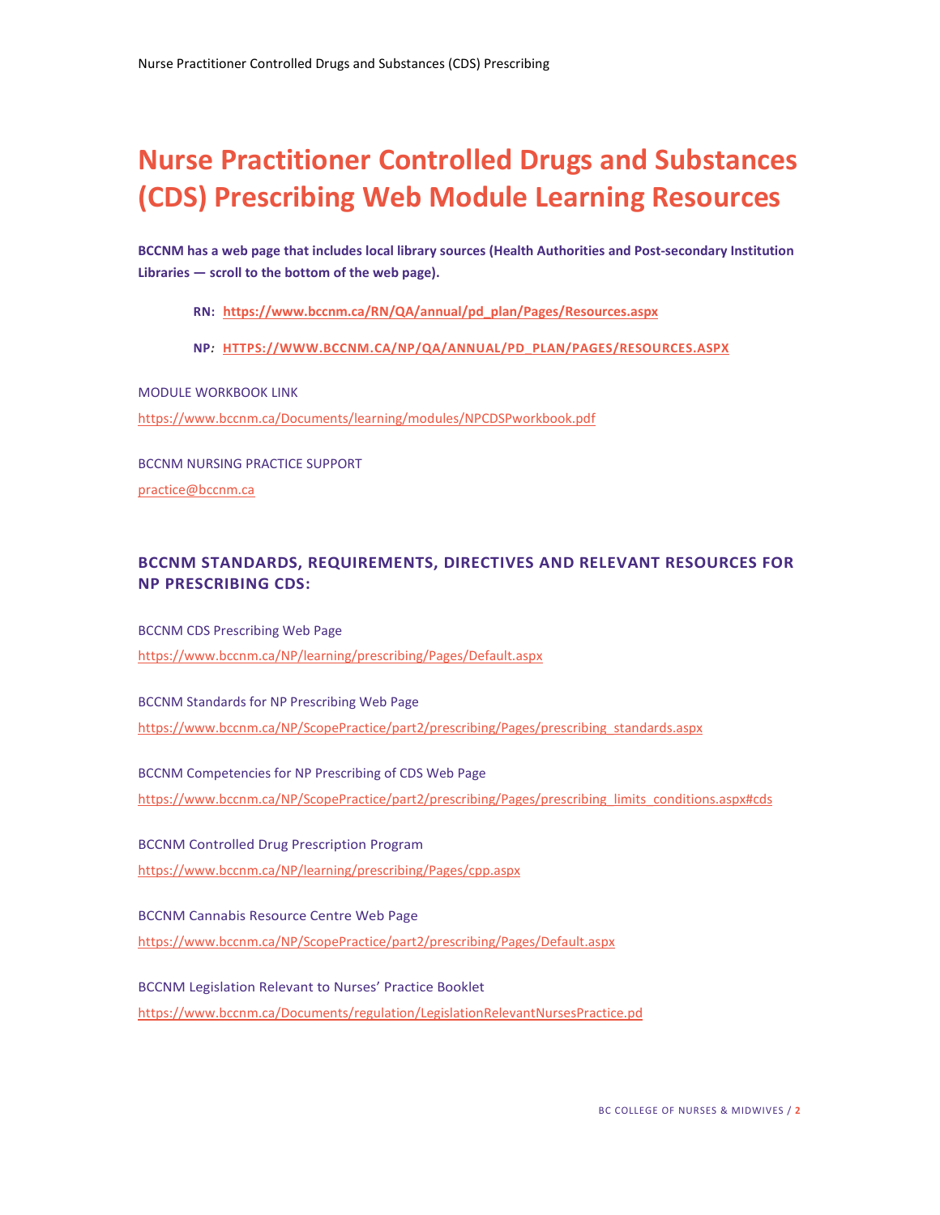# Nurse Practitioner Controlled Drugs and Substances (CDS) Prescribing Web Module Learning Resources

**BCCNM has a web page that includes local library sources (Health Authorities and Post-secondary Institution Libraries — scroll to the bottom of the web page).**

**RN: https://www.bccnm.ca/RN/QA/annual/pd_plan/Pages/Resources.aspx**

**NP: HTTPS://WWW.BCCNM.CA/NP/QA/ANNUAL/PD_PLAN/PAGES/RESOURCES.ASPX**

MODULE WORKBOOK LINK

https://www.bccnm.ca/Documents/learning/modules/NPCDSPworkbook.pdf

BCCNM NURSING PRACTICE SUPPORT

practice@bccnm.ca

## BCCNM STANDARDS, REQUIREMENTS, DIRECTIVES AND RELEVANT RESOURCES FOR NP PRESCRIBING CDS:

BCCNM CDS Prescribing Web Page

https://www.bccnm.ca/NP/learning/prescribing/Pages/Default.aspx

BCCNM Standards for NP Prescribing Web Page

https://www.bccnm.ca/NP/ScopePractice/part2/prescribing/Pages/prescribing_standards.aspx

BCCNM Competencies for NP Prescribing of CDS Web Page

https://www.bccnm.ca/NP/ScopePractice/part2/prescribing/Pages/prescribing_limits_conditions.aspx#cds

BCCNM Controlled Drug Prescription Program

https://www.bccnm.ca/NP/learning/prescribing/Pages/cpp.aspx

BCCNM Cannabis Resource Centre Web Page

https://www.bccnm.ca/NP/ScopePractice/part2/prescribing/Pages/Default.aspx

BCCNM Legislation Relevant to Nurses' Practice Booklet

https://www.bccnm.ca/Documents/regulation/LegislationRelevantNursesPractice.pd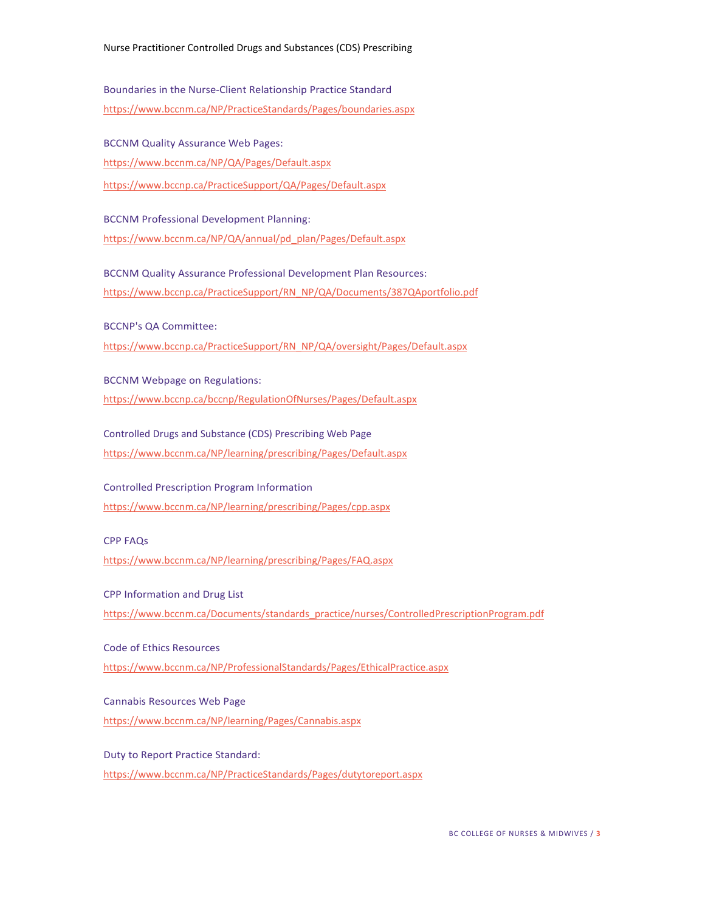Boundaries in the Nurse-Client Relationship Practice Standard

https://www.bccnm.ca/NP/PracticeStandards/Pages/boundaries.aspx

BCCNM Quality Assurance Web Pages:

https://www.bccnm.ca/NP/QA/Pages/Default.aspx

https://www.bccnp.ca/PracticeSupport/QA/Pages/Default.aspx

BCCNM Professional Development Planning:

https://www.bccnm.ca/NP/QA/annual/pd_plan/Pages/Default.aspx

BCCNM Quality Assurance Professional Development Plan Resources:

https://www.bccnp.ca/PracticeSupport/RN_NP/QA/Documents/387QAportfolio.pdf

BCCNP's QA Committee:

https://www.bccnp.ca/PracticeSupport/RN_NP/QA/oversight/Pages/Default.aspx

BCCNM Webpage on Regulations:

https://www.bccnp.ca/bccnp/RegulationOfNurses/Pages/Default.aspx

Controlled Drugs and Substance (CDS) Prescribing Web Page

https://www.bccnm.ca/NP/learning/prescribing/Pages/Default.aspx

Controlled Prescription Program Information

https://www.bccnm.ca/NP/learning/prescribing/Pages/cpp.aspx

CPP FAQs

https://www.bccnm.ca/NP/learning/prescribing/Pages/FAQ.aspx

CPP Information and Drug List

https://www.bccnm.ca/Documents/standards_practice/nurses/ControlledPrescriptionProgram.pdf

Code of Ethics Resources

https://www.bccnm.ca/NP/ProfessionalStandards/Pages/EthicalPractice.aspx

Cannabis Resources Web Page

https://www.bccnm.ca/NP/learning/Pages/Cannabis.aspx

Duty to Report Practice Standard:

https://www.bccnm.ca/NP/PracticeStandards/Pages/dutytoreport.aspx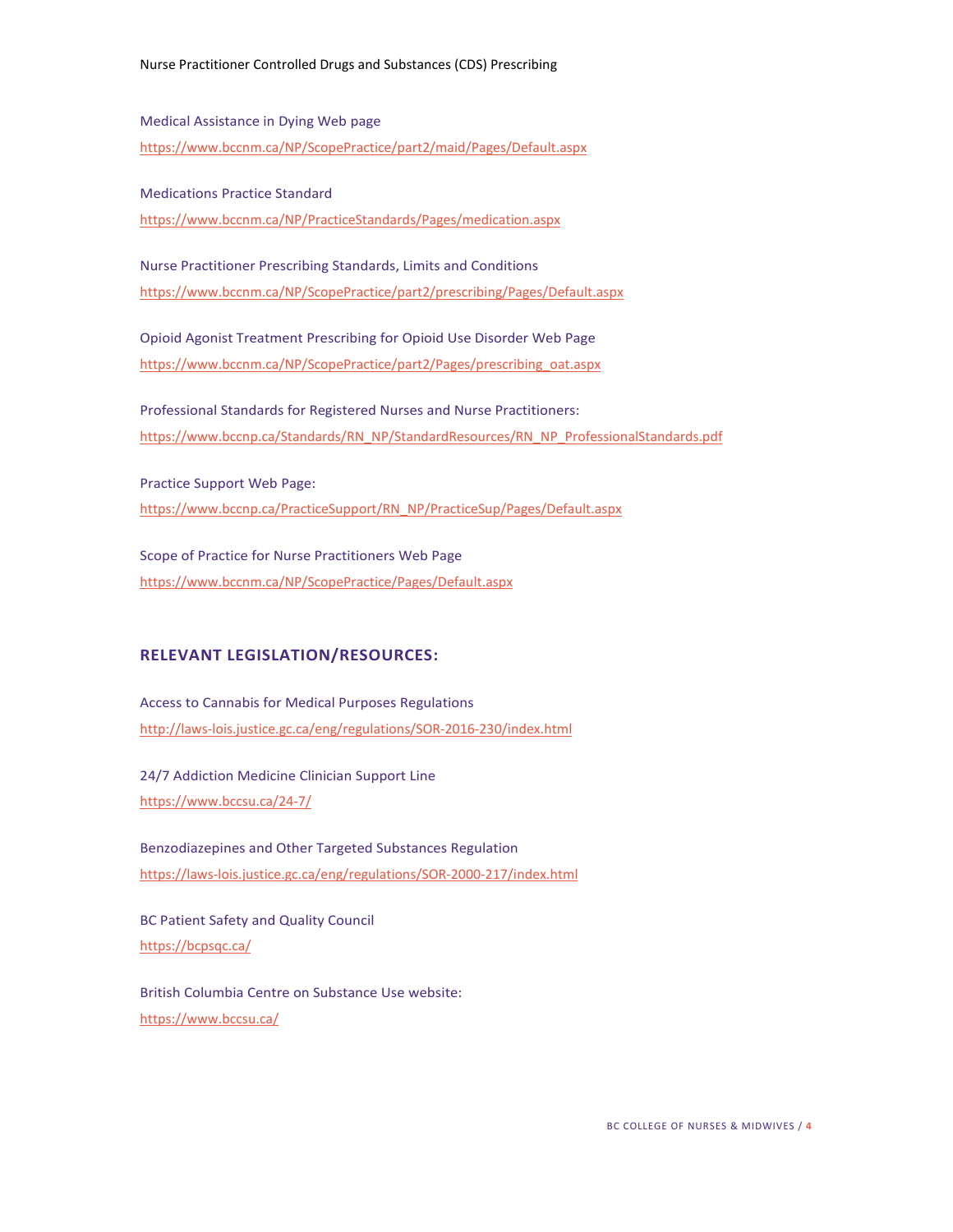Medical Assistance in Dying Web page

https://www.bccnm.ca/NP/ScopePractice/part2/maid/Pages/Default.aspx

Medications Practice Standard

https://www.bccnm.ca/NP/PracticeStandards/Pages/medication.aspx

Nurse Practitioner Prescribing Standards, Limits and Conditions

https://www.bccnm.ca/NP/ScopePractice/part2/prescribing/Pages/Default.aspx

Opioid Agonist Treatment Prescribing for Opioid Use Disorder Web Page

https://www.bccnm.ca/NP/ScopePractice/part2/Pages/prescribing_oat.aspx

Professional Standards for Registered Nurses and Nurse Practitioners:

https://www.bccnp.ca/Standards/RN_NP/StandardResources/RN_NP_ProfessionalStandards.pdf

Practice Support Web Page:

https://www.bccnp.ca/PracticeSupport/RN_NP/PracticeSup/Pages/Default.aspx

Scope of Practice for Nurse Practitioners Web Page

https://www.bccnm.ca/NP/ScopePractice/Pages/Default.aspx

## RELEVANT LEGISLATION/RESOURCES:

Access to Cannabis for Medical Purposes Regulations

http://laws-lois.justice.gc.ca/eng/regulations/SOR-2016-230/index.html

24/7 Addiction Medicine Clinician Support Line

https://www.bccsu.ca/24-7/

Benzodiazepines and Other Targeted Substances Regulation

https://laws-lois.justice.gc.ca/eng/regulations/SOR-2000-217/index.html

BC Patient Safety and Quality Council

https://bcpsqc.ca/

British Columbia Centre on Substance Use website:

https://www.bccsu.ca/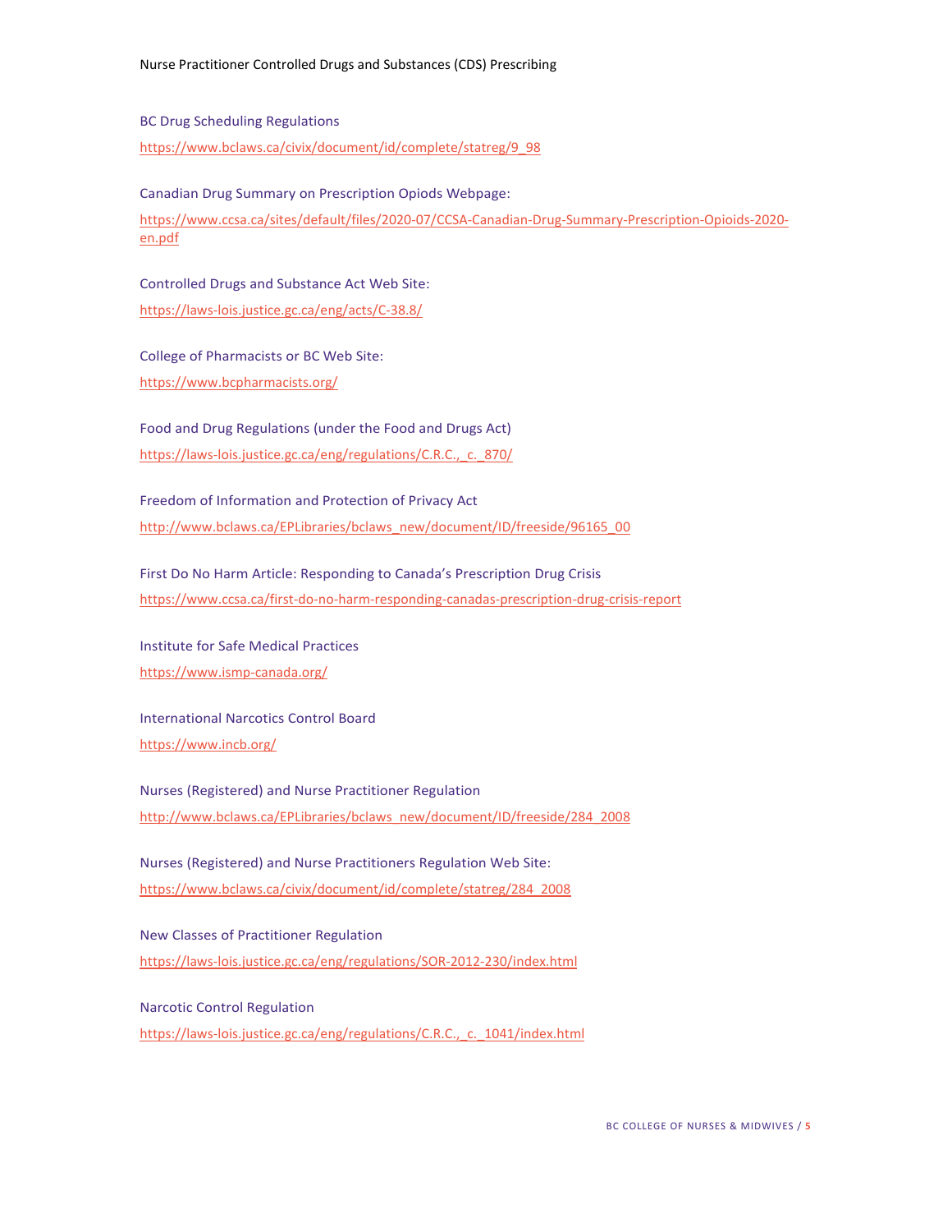BC Drug Scheduling Regulations

https://www.bclaws.ca/civix/document/id/complete/statreg/9_98

Canadian Drug Summary on Prescription Opiods Webpage:

https://www.ccsa.ca/sites/default/files/2020-07/CCSA-Canadian-Drug-Summary-Prescription-Opioids-2020-en.pdf

Controlled Drugs and Substance Act Web Site:

https://laws-lois.justice.gc.ca/eng/acts/C-38.8/

College of Pharmacists or BC Web Site:

https://www.bcpharmacists.org/

Food and Drug Regulations (under the Food and Drugs Act)

https://laws-lois.justice.gc.ca/eng/regulations/C.R.C.,_c._870/

Freedom of Information and Protection of Privacy Act

http://www.bclaws.ca/EPLibraries/bclaws_new/document/ID/freeside/96165_00

First Do No Harm Article: Responding to Canada's Prescription Drug Crisis

https://www.ccsa.ca/first-do-no-harm-responding-canadas-prescription-drug-crisis-report

Institute for Safe Medical Practices

https://www.ismp-canada.org/

International Narcotics Control Board

https://www.incb.org/

Nurses (Registered) and Nurse Practitioner Regulation

http://www.bclaws.ca/EPLibraries/bclaws_new/document/ID/freeside/284_2008

Nurses (Registered) and Nurse Practitioners Regulation Web Site:

https://www.bclaws.ca/civix/document/id/complete/statreg/284_2008

New Classes of Practitioner Regulation

https://laws-lois.justice.gc.ca/eng/regulations/SOR-2012-230/index.html

Narcotic Control Regulation

https://laws-lois.justice.gc.ca/eng/regulations/C.R.C.,_c._1041/index.html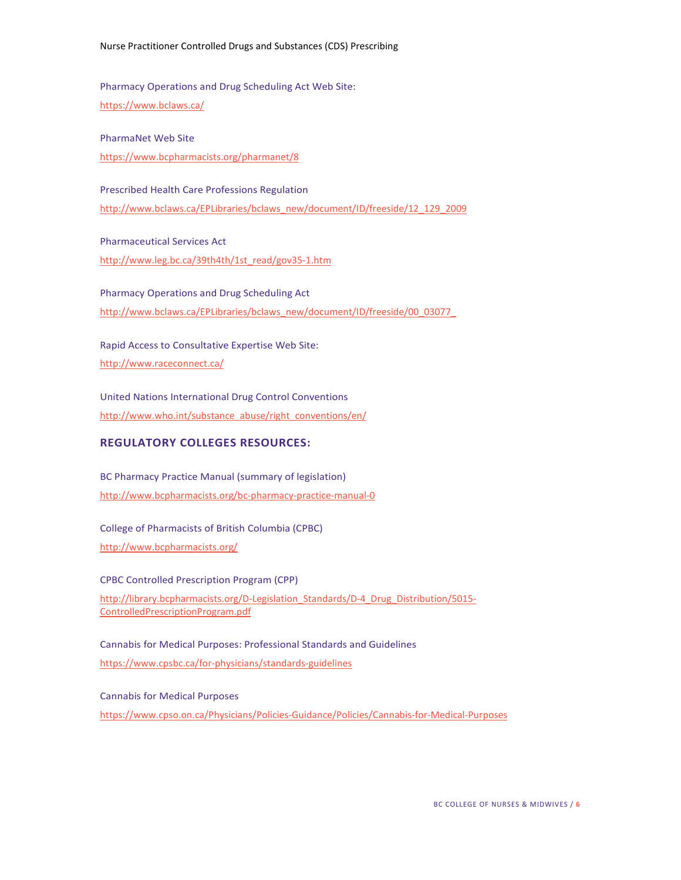Pharmacy Operations and Drug Scheduling Act Web Site:

https://www.bclaws.ca/

PharmaNet Web Site

https://www.bcpharmacists.org/pharmanet/8

Prescribed Health Care Professions Regulation

http://www.bclaws.ca/EPLibraries/bclaws_new/document/ID/freeside/12_129_2009

Pharmaceutical Services Act

http://www.leg.bc.ca/39th4th/1st_read/gov35-1.htm

Pharmacy Operations and Drug Scheduling Act

http://www.bclaws.ca/EPLibraries/bclaws_new/document/ID/freeside/00_03077_

Rapid Access to Consultative Expertise Web Site:

http://www.raceconnect.ca/

United Nations International Drug Control Conventions

http://www.who.int/substance_abuse/right_conventions/en/

## REGULATORY COLLEGES RESOURCES:

BC Pharmacy Practice Manual (summary of legislation)

http://www.bcpharmacists.org/bc-pharmacy-practice-manual-0

College of Pharmacists of British Columbia (CPBC)

http://www.bcpharmacists.org/

CPBC Controlled Prescription Program (CPP)

http://library.bcpharmacists.org/D-Legislation_Standards/D-4_Drug_Distribution/5015-ControlledPrescriptionProgram.pdf

Cannabis for Medical Purposes: Professional Standards and Guidelines

https://www.cpsbc.ca/for-physicians/standards-guidelines

Cannabis for Medical Purposes

https://www.cpso.on.ca/Physicians/Policies-Guidance/Policies/Cannabis-for-Medical-Purposes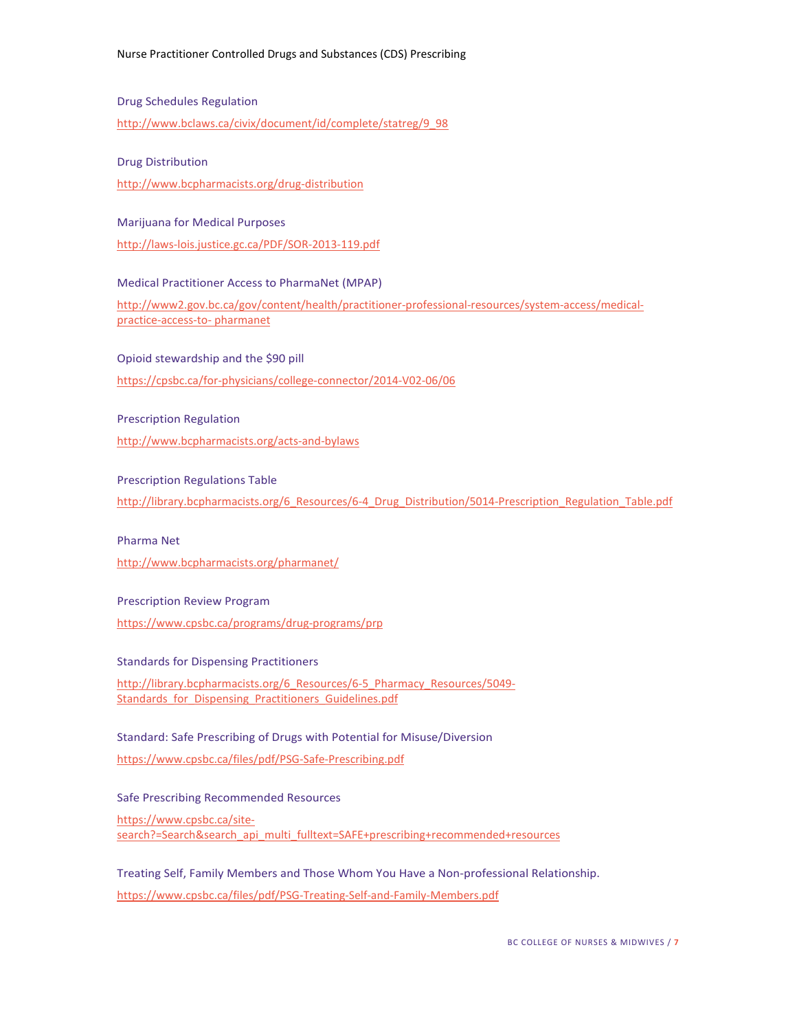Drug Schedules Regulation

http://www.bclaws.ca/civix/document/id/complete/statreg/9_98

Drug Distribution

http://www.bcpharmacists.org/drug-distribution

Marijuana for Medical Purposes

http://laws-lois.justice.gc.ca/PDF/SOR-2013-119.pdf

Medical Practitioner Access to PharmaNet (MPAP)

http://www2.gov.bc.ca/gov/content/health/practitioner-professional-resources/system-access/medical-practice-access-to- pharmanet

Opioid stewardship and the $90 pill

https://cpsbc.ca/for-physicians/college-connector/2014-V02-06/06

Prescription Regulation

http://www.bcpharmacists.org/acts-and-bylaws

Prescription Regulations Table

http://library.bcpharmacists.org/6_Resources/6-4_Drug_Distribution/5014-Prescription_Regulation_Table.pdf

Pharma Net

http://www.bcpharmacists.org/pharmanet/

Prescription Review Program

https://www.cpsbc.ca/programs/drug-programs/prp

Standards for Dispensing Practitioners

http://library.bcpharmacists.org/6_Resources/6-5_Pharmacy_Resources/5049-Standards_for_Dispensing_Practitioners_Guidelines.pdf

Standard: Safe Prescribing of Drugs with Potential for Misuse/Diversion

https://www.cpsbc.ca/files/pdf/PSG-Safe-Prescribing.pdf

Safe Prescribing Recommended Resources

https://www.cpsbc.ca/site-search?=Search&search_api_multi_fulltext=SAFE+prescribing+recommended+resources

Treating Self, Family Members and Those Whom You Have a Non-professional Relationship.

https://www.cpsbc.ca/files/pdf/PSG-Treating-Self-and-Family-Members.pdf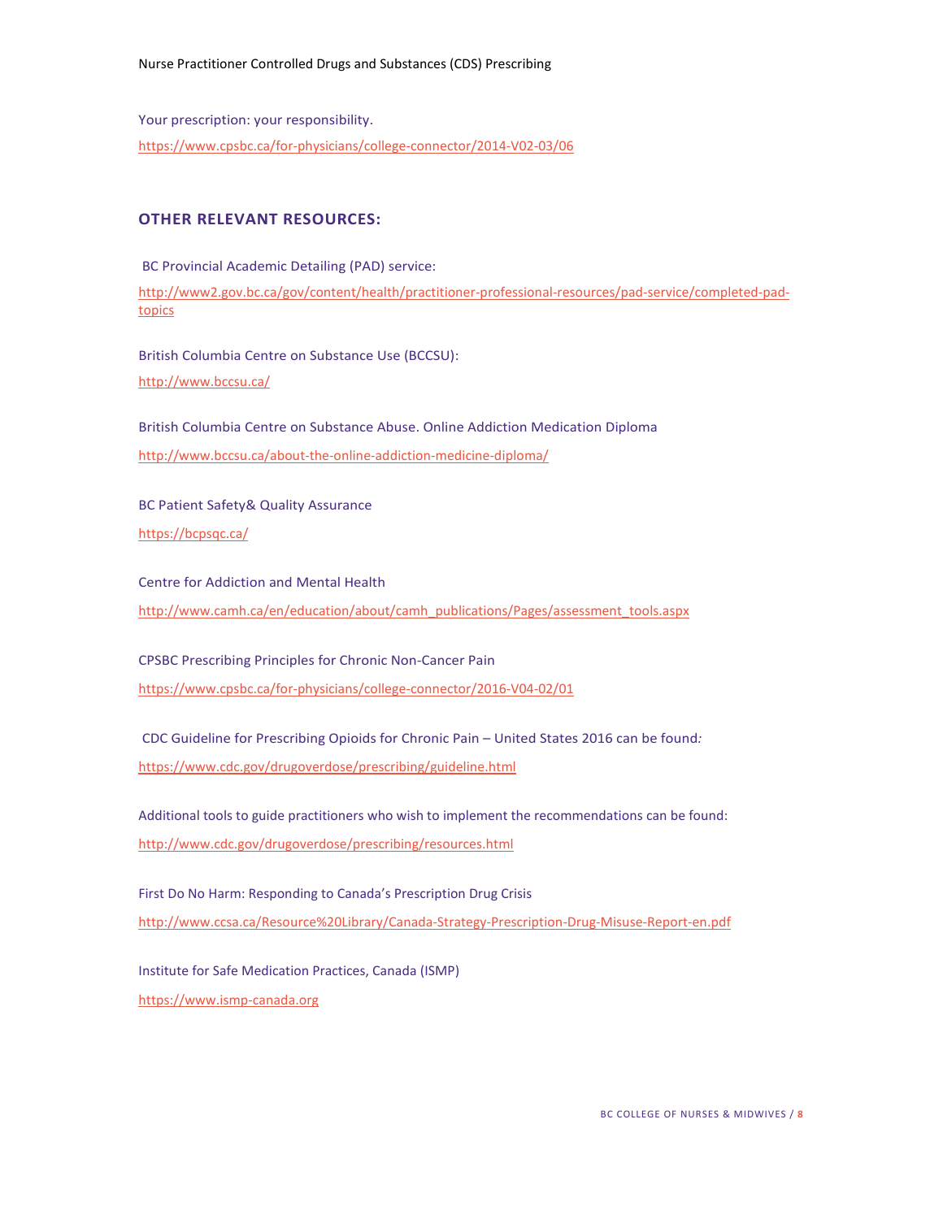Your prescription: your responsibility.

https://www.cpsbc.ca/for-physicians/college-connector/2014-V02-03/06

## OTHER RELEVANT RESOURCES:

BC Provincial Academic Detailing (PAD) service:

http://www2.gov.bc.ca/gov/content/health/practitioner-professional-resources/pad-service/completed-pad-topics

British Columbia Centre on Substance Use (BCCSU):

http://www.bccsu.ca/

British Columbia Centre on Substance Abuse. Online Addiction Medication Diploma

http://www.bccsu.ca/about-the-online-addiction-medicine-diploma/

BC Patient Safety& Quality Assurance

https://bcpsqc.ca/

Centre for Addiction and Mental Health

http://www.camh.ca/en/education/about/camh_publications/Pages/assessment_tools.aspx

CPSBC Prescribing Principles for Chronic Non-Cancer Pain

https://www.cpsbc.ca/for-physicians/college-connector/2016-V04-02/01

CDC Guideline for Prescribing Opioids for Chronic Pain – United States 2016 can be found*:*

https://www.cdc.gov/drugoverdose/prescribing/guideline.html

Additional tools to guide practitioners who wish to implement the recommendations can be found:

http://www.cdc.gov/drugoverdose/prescribing/resources.html

First Do No Harm: Responding to Canada's Prescription Drug Crisis

http://www.ccsa.ca/Resource%20Library/Canada-Strategy-Prescription-Drug-Misuse-Report-en.pdf

Institute for Safe Medication Practices, Canada (ISMP)

https://www.ismp-canada.org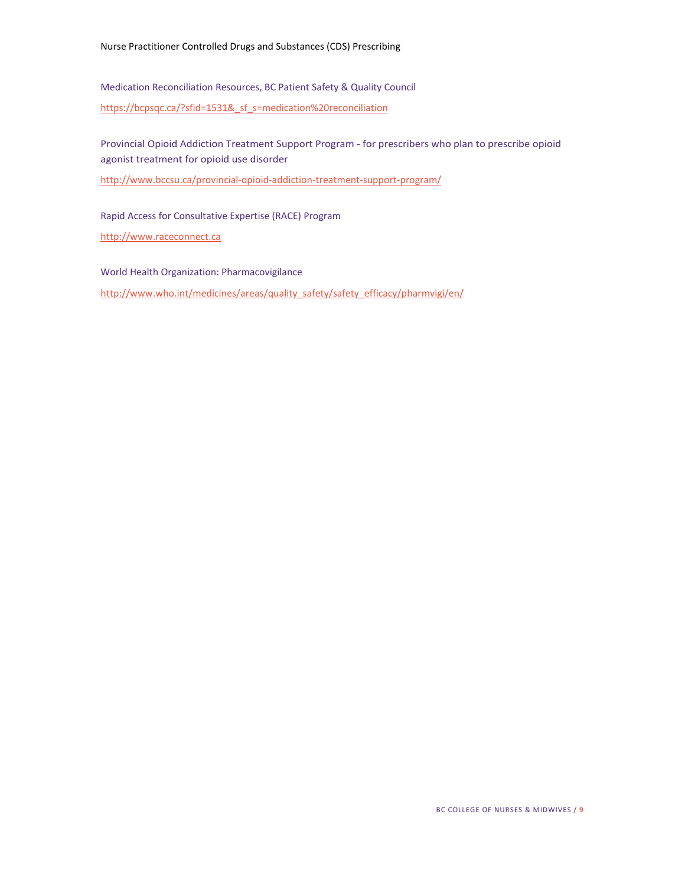Medication Reconciliation Resources, BC Patient Safety & Quality Council

https://bcpsqc.ca/?sfid=1531&_sf_s=medication%20reconciliation

Provincial Opioid Addiction Treatment Support Program - for prescribers who plan to prescribe opioid agonist treatment for opioid use disorder

http://www.bccsu.ca/provincial-opioid-addiction-treatment-support-program/

Rapid Access for Consultative Expertise (RACE) Program

http://www.raceconnect.ca

World Health Organization: Pharmacovigilance

http://www.who.int/medicines/areas/quality_safety/safety_efficacy/pharmvigi/en/